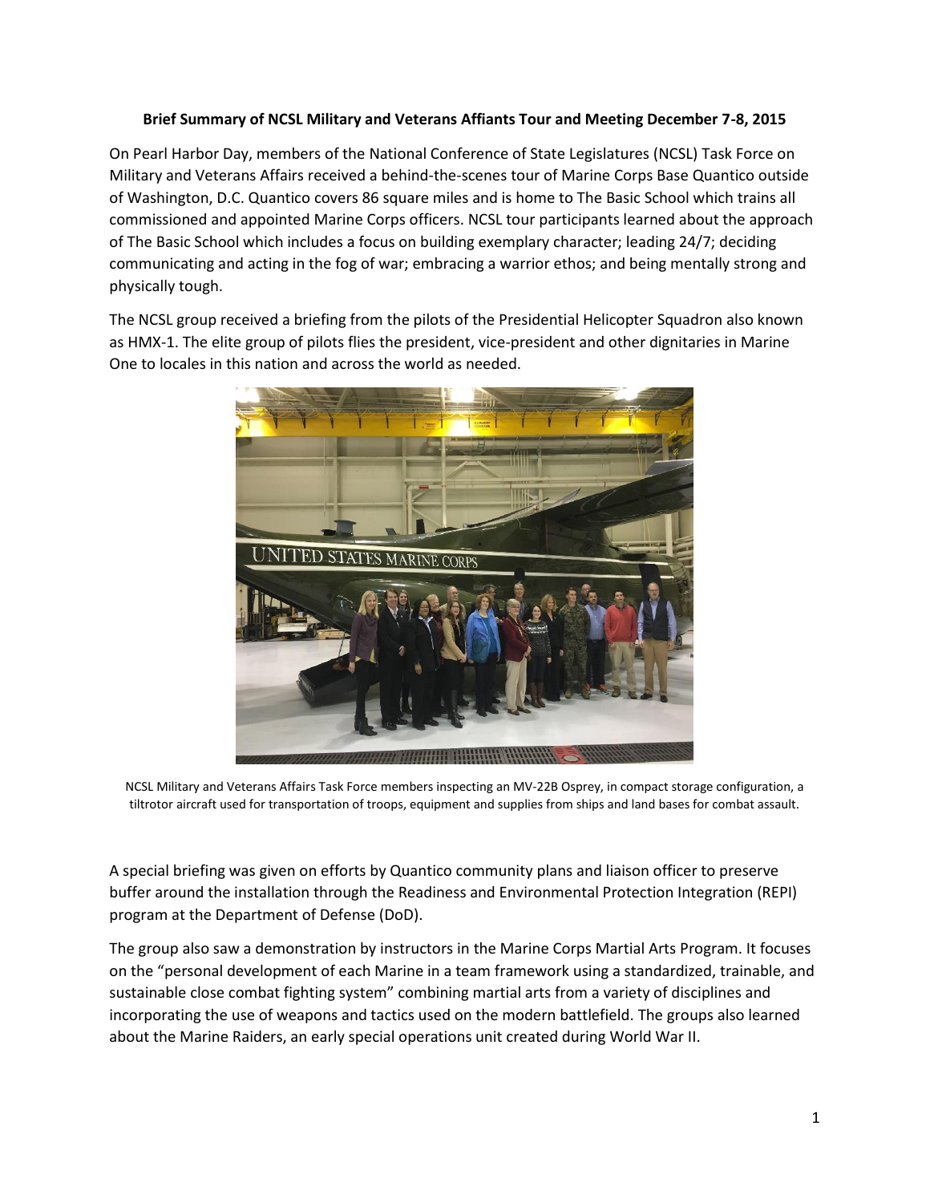**Brief Summary of NCSL Military and Veterans Affiants Tour and Meeting December 7-8, 2015**

On Pearl Harbor Day, members of the National Conference of State Legislatures (NCSL) Task Force on Military and Veterans Affairs received a behind-the-scenes tour of Marine Corps Base Quantico outside of Washington, D.C. Quantico covers 86 square miles and is home to The Basic School which trains all commissioned and appointed Marine Corps officers. NCSL tour participants learned about the approach of The Basic School which includes a focus on building exemplary character; leading 24/7; deciding communicating and acting in the fog of war; embracing a warrior ethos; and being mentally strong and physically tough.

The NCSL group received a briefing from the pilots of the Presidential Helicopter Squadron also known as HMX-1. The elite group of pilots flies the president, vice-president and other dignitaries in Marine One to locales in this nation and across the world as needed.

NCSL Military and Veterans Affairs Task Force members inspecting an MV-22B Osprey, in compact storage configuration, a tiltrotor aircraft used for transportation of troops, equipment and supplies from ships and land bases for combat assault.

A special briefing was given on efforts by Quantico community plans and liaison officer to preserve buffer around the installation through the Readiness and Environmental Protection Integration (REPI) program at the Department of Defense (DoD).

The group also saw a demonstration by instructors in the Marine Corps Martial Arts Program. It focuses on the "personal development of each Marine in a team framework using a standardized, trainable, and sustainable close combat fighting system" combining martial arts from a variety of disciplines and incorporating the use of weapons and tactics used on the modern battlefield. The groups also learned about the Marine Raiders, an early special operations unit created during World War II.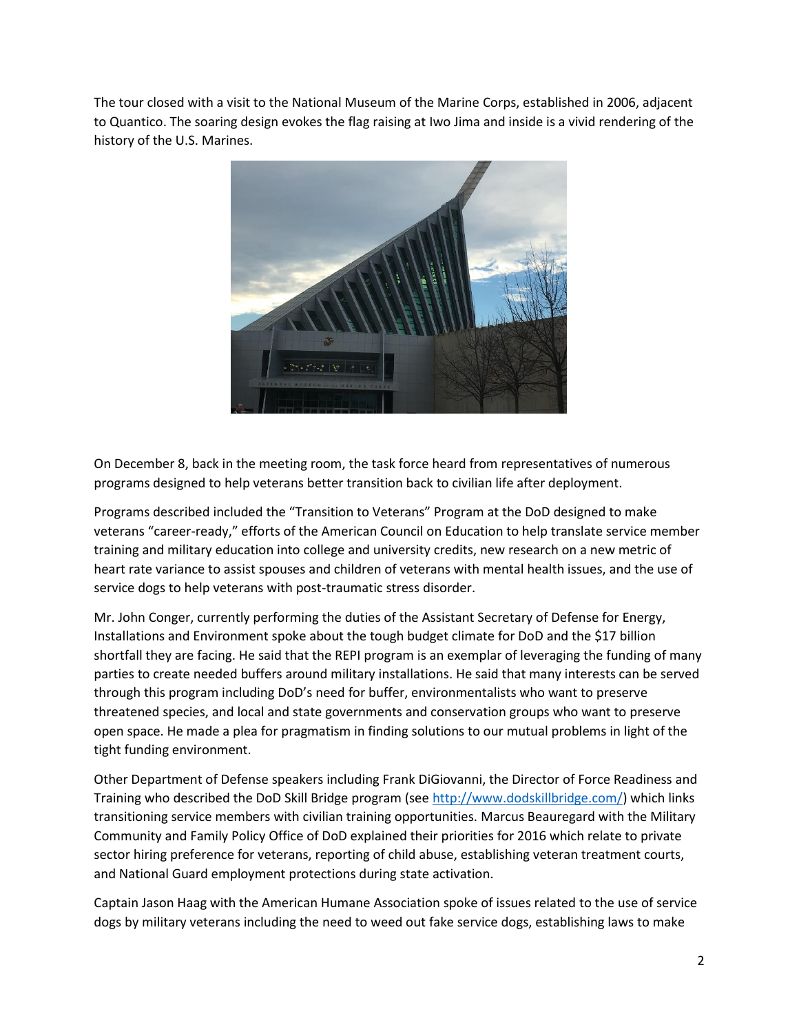The tour closed with a visit to the National Museum of the Marine Corps, established in 2006, adjacent to Quantico. The soaring design evokes the flag raising at Iwo Jima and inside is a vivid rendering of the history of the U.S. Marines.

On December 8, back in the meeting room, the task force heard from representatives of numerous programs designed to help veterans better transition back to civilian life after deployment.

Programs described included the "Transition to Veterans" Program at the DoD designed to make veterans "career-ready," efforts of the American Council on Education to help translate service member training and military education into college and university credits, new research on a new metric of heart rate variance to assist spouses and children of veterans with mental health issues, and the use of service dogs to help veterans with post-traumatic stress disorder.

Mr. John Conger, currently performing the duties of the Assistant Secretary of Defense for Energy, Installations and Environment spoke about the tough budget climate for DoD and the $17 billion shortfall they are facing. He said that the REPI program is an exemplar of leveraging the funding of many parties to create needed buffers around military installations. He said that many interests can be served through this program including DoD's need for buffer, environmentalists who want to preserve threatened species, and local and state governments and conservation groups who want to preserve open space. He made a plea for pragmatism in finding solutions to our mutual problems in light of the tight funding environment.

Other Department of Defense speakers including Frank DiGiovanni, the Director of Force Readiness and Training who described the DoD Skill Bridge program (see [http://www.dodskillbridge.com/](http://www.dodskillbridge.com/)) which links transitioning service members with civilian training opportunities. Marcus Beauregard with the Military Community and Family Policy Office of DoD explained their priorities for 2016 which relate to private sector hiring preference for veterans, reporting of child abuse, establishing veteran treatment courts, and National Guard employment protections during state activation.

Captain Jason Haag with the American Humane Association spoke of issues related to the use of service dogs by military veterans including the need to weed out fake service dogs, establishing laws to make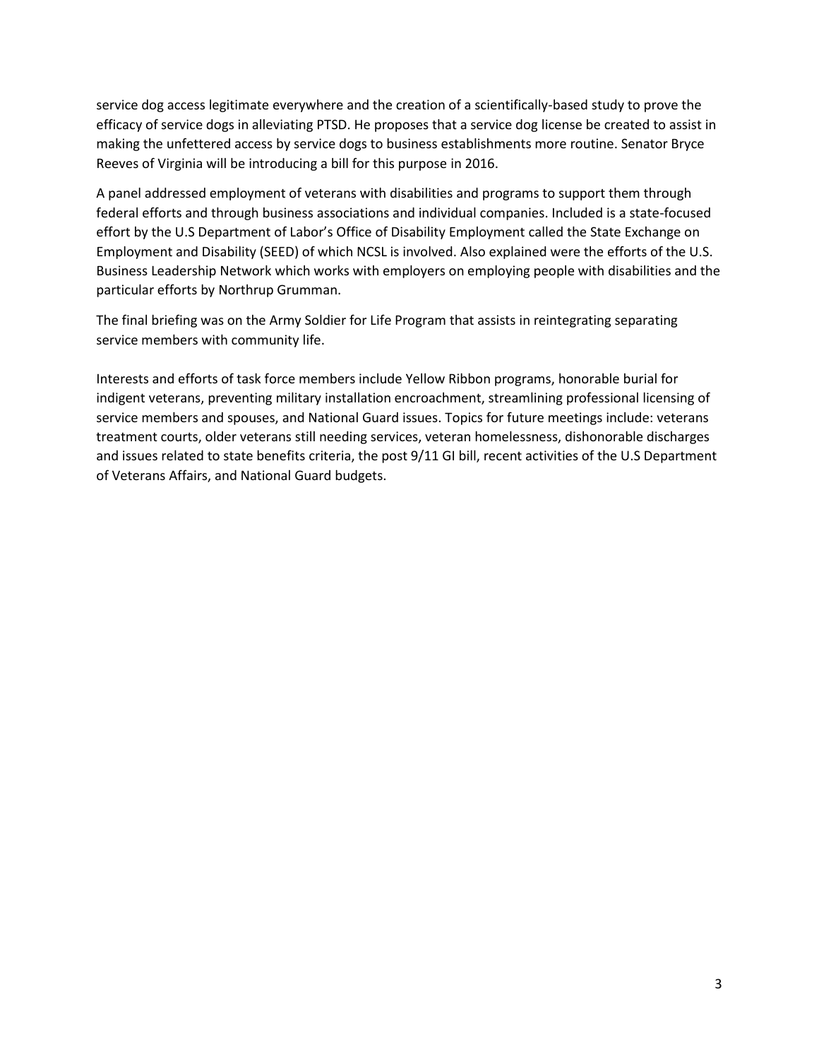service dog access legitimate everywhere and the creation of a scientifically-based study to prove the efficacy of service dogs in alleviating PTSD. He proposes that a service dog license be created to assist in making the unfettered access by service dogs to business establishments more routine. Senator Bryce Reeves of Virginia will be introducing a bill for this purpose in 2016.

A panel addressed employment of veterans with disabilities and programs to support them through federal efforts and through business associations and individual companies. Included is a state-focused effort by the U.S Department of Labor's Office of Disability Employment called the State Exchange on Employment and Disability (SEED) of which NCSL is involved. Also explained were the efforts of the U.S. Business Leadership Network which works with employers on employing people with disabilities and the particular efforts by Northrup Grumman.

The final briefing was on the Army Soldier for Life Program that assists in reintegrating separating service members with community life.

Interests and efforts of task force members include Yellow Ribbon programs, honorable burial for indigent veterans, preventing military installation encroachment, streamlining professional licensing of service members and spouses, and National Guard issues. Topics for future meetings include: veterans treatment courts, older veterans still needing services, veteran homelessness, dishonorable discharges and issues related to state benefits criteria, the post 9/11 GI bill, recent activities of the U.S Department of Veterans Affairs, and National Guard budgets.